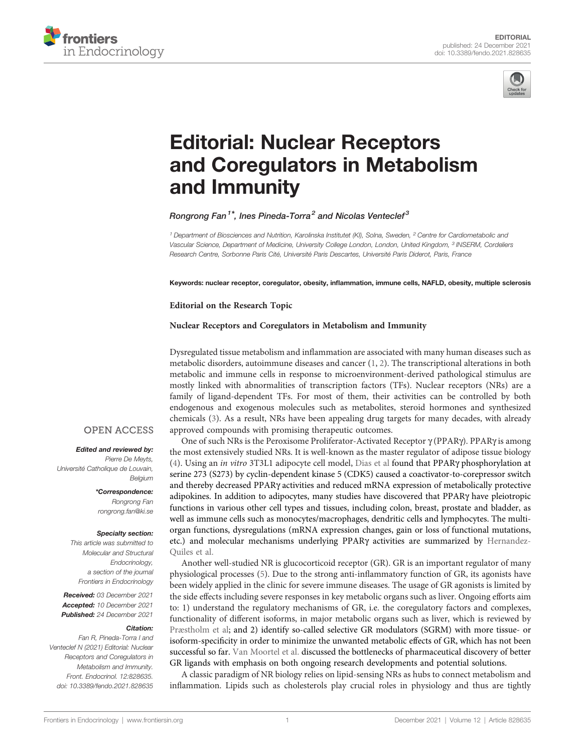EDITORIAL
published: 24 December 2021
doi: 10.3389/fendo.2021.828635

# Editorial: Nuclear Receptors and Coregulators in Metabolism and Immunity

*Rongrong Fan[1*], Ines Pineda-Torra[2] and Nicolas Venteclef[3]*

[1] Department of Biosciences and Nutrition, Karolinska Institutet (KI), Solna, Sweden, [2] Centre for Cardiometabolic and Vascular Science, Department of Medicine, University College London, London, United Kingdom, [3] INSERM, Cordeliers Research Centre, Sorbonne Paris Cité, Université Paris Descartes, Université Paris Diderot, Paris, France

**Keywords: nuclear receptor, coregulator, obesity, inflammation, immune cells, NAFLD, obesity, multiple sclerosis**

**Editorial on the Research Topic**

**Nuclear Receptors and Coregulators in Metabolism and Immunity**

OPEN ACCESS

***Edited and reviewed by:***
*Pierre De Meyts,*
*Université Catholique de Louvain, Belgium*

***\*Correspondence:***
*Rongrong Fan*
*rongrong.fan@ki.se*

***Specialty section:***
*This article was submitted to Molecular and Structural Endocrinology, a section of the journal Frontiers in Endocrinology*

***Received:*** *03 December 2021*
***Accepted:*** *10 December 2021*
***Published:*** *24 December 2021*

***Citation:***
*Fan R, Pineda-Torra I and Venteclef N (2021) Editorial: Nuclear Receptors and Coregulators in Metabolism and Immunity. Front. Endocrinol. 12:828635. doi: 10.3389/fendo.2021.828635*

Dysregulated tissue metabolism and inflammation are associated with many human diseases such as metabolic disorders, autoimmune diseases and cancer (1, 2). The transcriptional alterations in both metabolic and immune cells in response to microenvironment-derived pathological stimulus are mostly linked with abnormalities of transcription factors (TFs). Nuclear receptors (NRs) are a family of ligand-dependent TFs. For most of them, their activities can be controlled by both endogenous and exogenous molecules such as metabolites, steroid hormones and synthesized chemicals (3). As a result, NRs have been appealing drug targets for many decades, with already approved compounds with promising therapeutic outcomes.

One of such NRs is the Peroxisome Proliferator-Activated Receptor γ (PPARγ). PPARγ is among the most extensively studied NRs. It is well-known as the master regulator of adipose tissue biology (4). Using an *in vitro* 3T3L1 adipocyte cell model, Dias et al found that PPARγ phosphorylation at serine 273 (S273) by cyclin-dependent kinase 5 (CDK5) caused a coactivator-to-corepressor switch and thereby decreased PPARγ activities and reduced mRNA expression of metabolically protective adipokines. In addition to adipocytes, many studies have discovered that PPARγ have pleiotropic functions in various other cell types and tissues, including colon, breast, prostate and bladder, as well as immune cells such as monocytes/macrophages, dendritic cells and lymphocytes. The multi-organ functions, dysregulations (mRNA expression changes, gain or loss of functional mutations, etc.) and molecular mechanisms underlying PPARγ activities are summarized by Hernandez-Quiles et al.

Another well-studied NR is glucocorticoid receptor (GR). GR is an important regulator of many physiological processes (5). Due to the strong anti-inflammatory function of GR, its agonists have been widely applied in the clinic for severe immune diseases. The usage of GR agonists is limited by the side effects including severe responses in key metabolic organs such as liver. Ongoing efforts aim to: 1) understand the regulatory mechanisms of GR, i.e. the coregulatory factors and complexes, functionality of different isoforms, in major metabolic organs such as liver, which is reviewed by Præstholm et al; and 2) identify so-called selective GR modulators (SGRM) with more tissue- or isoform-specificity in order to minimize the unwanted metabolic effects of GR, which has not been successful so far. Van Moortel et al. discussed the bottlenecks of pharmaceutical discovery of better GR ligands with emphasis on both ongoing research developments and potential solutions.

A classic paradigm of NR biology relies on lipid-sensing NRs as hubs to connect metabolism and inflammation. Lipids such as cholesterols play crucial roles in physiology and thus are tightly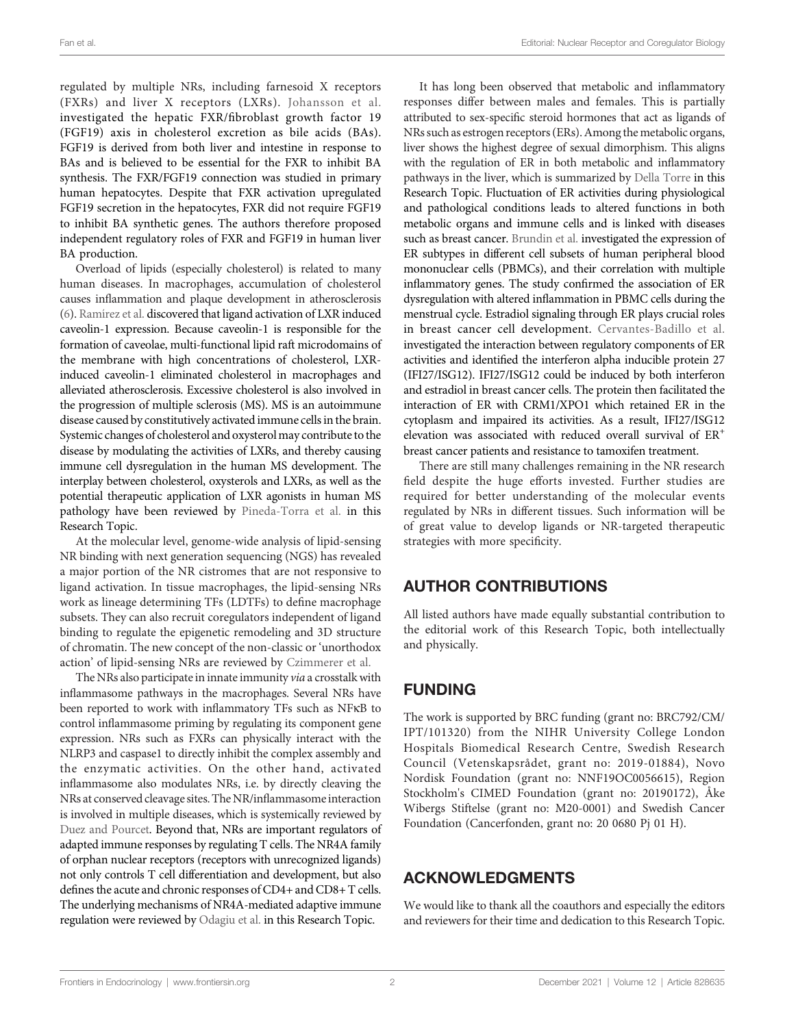regulated by multiple NRs, including farnesoid X receptors (FXRs) and liver X receptors (LXRs). Johansson et al. investigated the hepatic FXR/fibroblast growth factor 19 (FGF19) axis in cholesterol excretion as bile acids (BAs). FGF19 is derived from both liver and intestine in response to BAs and is believed to be essential for the FXR to inhibit BA synthesis. The FXR/FGF19 connection was studied in primary human hepatocytes. Despite that FXR activation upregulated FGF19 secretion in the hepatocytes, FXR did not require FGF19 to inhibit BA synthetic genes. The authors therefore proposed independent regulatory roles of FXR and FGF19 in human liver BA production.

Overload of lipids (especially cholesterol) is related to many human diseases. In macrophages, accumulation of cholesterol causes inflammation and plaque development in atherosclerosis (6). Ramírez et al. discovered that ligand activation of LXR induced caveolin-1 expression. Because caveolin-1 is responsible for the formation of caveolae, multi-functional lipid raft microdomains of the membrane with high concentrations of cholesterol, LXR-induced caveolin-1 eliminated cholesterol in macrophages and alleviated atherosclerosis. Excessive cholesterol is also involved in the progression of multiple sclerosis (MS). MS is an autoimmune disease caused by constitutively activated immune cells in the brain. Systemic changes of cholesterol and oxysterol may contribute to the disease by modulating the activities of LXRs, and thereby causing immune cell dysregulation in the human MS development. The interplay between cholesterol, oxysterols and LXRs, as well as the potential therapeutic application of LXR agonists in human MS pathology have been reviewed by Pineda-Torra et al. in this Research Topic.

At the molecular level, genome-wide analysis of lipid-sensing NR binding with next generation sequencing (NGS) has revealed a major portion of the NR cistromes that are not responsive to ligand activation. In tissue macrophages, the lipid-sensing NRs work as lineage determining TFs (LDTFs) to define macrophage subsets. They can also recruit coregulators independent of ligand binding to regulate the epigenetic remodeling and 3D structure of chromatin. The new concept of the non-classic or 'unorthodox action' of lipid-sensing NRs are reviewed by Czimmerer et al.

The NRs also participate in innate immunity *via* a crosstalk with inflammasome pathways in the macrophages. Several NRs have been reported to work with inflammatory TFs such as NFκB to control inflammasome priming by regulating its component gene expression. NRs such as FXRs can physically interact with the NLRP3 and caspase1 to directly inhibit the complex assembly and the enzymatic activities. On the other hand, activated inflammasome also modulates NRs, i.e. by directly cleaving the NRs at conserved cleavage sites. The NR/inflammasome interaction is involved in multiple diseases, which is systemically reviewed by Duez and Pourcet. Beyond that, NRs are important regulators of adapted immune responses by regulating T cells. The NR4A family of orphan nuclear receptors (receptors with unrecognized ligands) not only controls T cell differentiation and development, but also defines the acute and chronic responses of CD4+ and CD8+ T cells. The underlying mechanisms of NR4A-mediated adaptive immune regulation were reviewed by Odagiu et al. in this Research Topic.

It has long been observed that metabolic and inflammatory responses differ between males and females. This is partially attributed to sex-specific steroid hormones that act as ligands of NRs such as estrogen receptors (ERs). Among the metabolic organs, liver shows the highest degree of sexual dimorphism. This aligns with the regulation of ER in both metabolic and inflammatory pathways in the liver, which is summarized by Della Torre in this Research Topic. Fluctuation of ER activities during physiological and pathological conditions leads to altered functions in both metabolic organs and immune cells and is linked with diseases such as breast cancer. Brundin et al. investigated the expression of ER subtypes in different cell subsets of human peripheral blood mononuclear cells (PBMCs), and their correlation with multiple inflammatory genes. The study confirmed the association of ER dysregulation with altered inflammation in PBMC cells during the menstrual cycle. Estradiol signaling through ER plays crucial roles in breast cancer cell development. Cervantes-Badillo et al. investigated the interaction between regulatory components of ER activities and identified the interferon alpha inducible protein 27 (IFI27/ISG12). IFI27/ISG12 could be induced by both interferon and estradiol in breast cancer cells. The protein then facilitated the interaction of ER with CRM1/XPO1 which retained ER in the cytoplasm and impaired its activities. As a result, IFI27/ISG12 elevation was associated with reduced overall survival of $ER^+$ breast cancer patients and resistance to tamoxifen treatment.

There are still many challenges remaining in the NR research field despite the huge efforts invested. Further studies are required for better understanding of the molecular events regulated by NRs in different tissues. Such information will be of great value to develop ligands or NR-targeted therapeutic strategies with more specificity.

## AUTHOR CONTRIBUTIONS

All listed authors have made equally substantial contribution to the editorial work of this Research Topic, both intellectually and physically.

## FUNDING

The work is supported by BRC funding (grant no: BRC792/CM/IPT/101320) from the NIHR University College London Hospitals Biomedical Research Centre, Swedish Research Council (Vetenskapsrådet, grant no: 2019-01884), Novo Nordisk Foundation (grant no: NNF19OC0056615), Region Stockholm's CIMED Foundation (grant no: 20190172), Åke Wibergs Stiftelse (grant no: M20-0001) and Swedish Cancer Foundation (Cancerfonden, grant no: 20 0680 Pj 01 H).

## ACKNOWLEDGMENTS

We would like to thank all the coauthors and especially the editors and reviewers for their time and dedication to this Research Topic.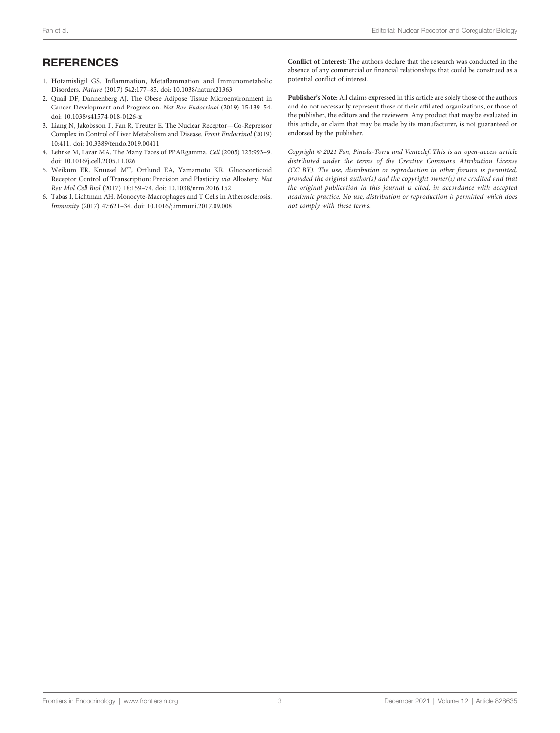## REFERENCES

1. Hotamisligil GS. Inflammation, Metaflammation and Immunometabolic Disorders. *Nature* (2017) 542:177–85. doi: 10.1038/nature21363
2. Quail DF, Dannenberg AJ. The Obese Adipose Tissue Microenvironment in Cancer Development and Progression. *Nat Rev Endocrinol* (2019) 15:139–54. doi: 10.1038/s41574-018-0126-x
3. Liang N, Jakobsson T, Fan R, Treuter E. The Nuclear Receptor—Co-Repressor Complex in Control of Liver Metabolism and Disease. *Front Endocrinol* (2019) 10:411. doi: 10.3389/fendo.2019.00411
4. Lehrke M, Lazar MA. The Many Faces of PPARgamma. *Cell* (2005) 123:993–9. doi: 10.1016/j.cell.2005.11.026
5. Weikum ER, Knuesel MT, Ortlund EA, Yamamoto KR. Glucocorticoid Receptor Control of Transcription: Precision and Plasticity *via* Allostery. *Nat Rev Mol Cell Biol* (2017) 18:159–74. doi: 10.1038/nrm.2016.152
6. Tabas I, Lichtman AH. Monocyte-Macrophages and T Cells in Atherosclerosis. *Immunity* (2017) 47:621–34. doi: 10.1016/j.immuni.2017.09.008

**Conflict of Interest:** The authors declare that the research was conducted in the absence of any commercial or financial relationships that could be construed as a potential conflict of interest.

**Publisher's Note:** All claims expressed in this article are solely those of the authors and do not necessarily represent those of their affiliated organizations, or those of the publisher, the editors and the reviewers. Any product that may be evaluated in this article, or claim that may be made by its manufacturer, is not guaranteed or endorsed by the publisher.

*Copyright © 2021 Fan, Pineda-Torra and Venteclef. This is an open-access article distributed under the terms of the Creative Commons Attribution License (CC BY). The use, distribution or reproduction in other forums is permitted, provided the original author(s) and the copyright owner(s) are credited and that the original publication in this journal is cited, in accordance with accepted academic practice. No use, distribution or reproduction is permitted which does not comply with these terms.*